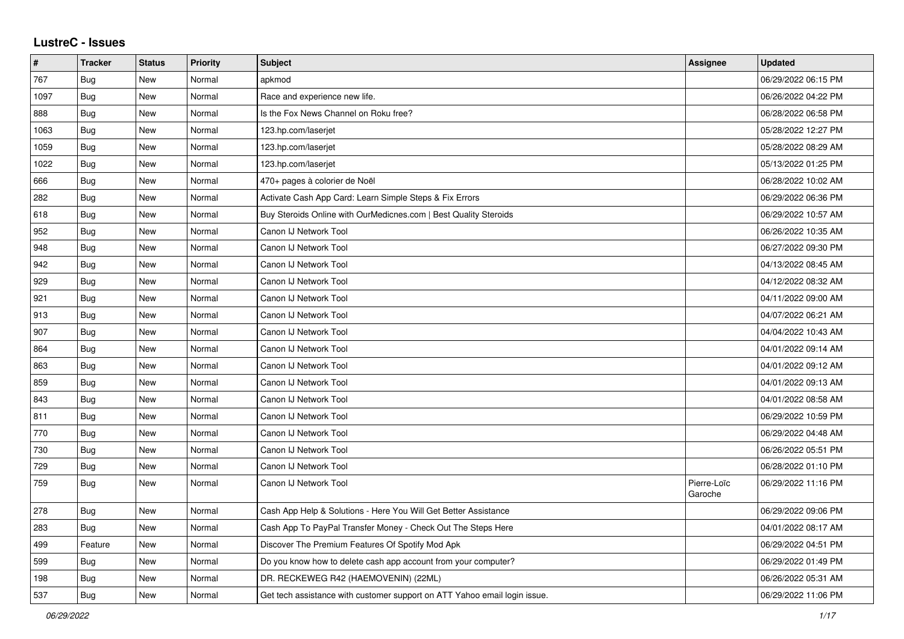## LustreC - Issues

| # | Tracker | Status | Priority | Subject | Assignee | Updated |
|---|---|---|---|---|---|---|
| 767 | Bug | New | Normal | apkmod | | 06/29/2022 06:15 PM |
| 1097 | Bug | New | Normal | Race and experience new life. | | 06/26/2022 04:22 PM |
| 888 | Bug | New | Normal | Is the Fox News Channel on Roku free? | | 06/28/2022 06:58 PM |
| 1063 | Bug | New | Normal | 123.hp.com/laserjet | | 05/28/2022 12:27 PM |
| 1059 | Bug | New | Normal | 123.hp.com/laserjet | | 05/28/2022 08:29 AM |
| 1022 | Bug | New | Normal | 123.hp.com/laserjet | | 05/13/2022 01:25 PM |
| 666 | Bug | New | Normal | 470+ pages à colorier de Noël | | 06/28/2022 10:02 AM |
| 282 | Bug | New | Normal | Activate Cash App Card: Learn Simple Steps & Fix Errors | | 06/29/2022 06:36 PM |
| 618 | Bug | New | Normal | Buy Steroids Online with OurMedicnes.com \| Best Quality Steroids | | 06/29/2022 10:57 AM |
| 952 | Bug | New | Normal | Canon IJ Network Tool | | 06/26/2022 10:35 AM |
| 948 | Bug | New | Normal | Canon IJ Network Tool | | 06/27/2022 09:30 PM |
| 942 | Bug | New | Normal | Canon IJ Network Tool | | 04/13/2022 08:45 AM |
| 929 | Bug | New | Normal | Canon IJ Network Tool | | 04/12/2022 08:32 AM |
| 921 | Bug | New | Normal | Canon IJ Network Tool | | 04/11/2022 09:00 AM |
| 913 | Bug | New | Normal | Canon IJ Network Tool | | 04/07/2022 06:21 AM |
| 907 | Bug | New | Normal | Canon IJ Network Tool | | 04/04/2022 10:43 AM |
| 864 | Bug | New | Normal | Canon IJ Network Tool | | 04/01/2022 09:14 AM |
| 863 | Bug | New | Normal | Canon IJ Network Tool | | 04/01/2022 09:12 AM |
| 859 | Bug | New | Normal | Canon IJ Network Tool | | 04/01/2022 09:13 AM |
| 843 | Bug | New | Normal | Canon IJ Network Tool | | 04/01/2022 08:58 AM |
| 811 | Bug | New | Normal | Canon IJ Network Tool | | 06/29/2022 10:59 PM |
| 770 | Bug | New | Normal | Canon IJ Network Tool | | 06/29/2022 04:48 AM |
| 730 | Bug | New | Normal | Canon IJ Network Tool | | 06/26/2022 05:51 PM |
| 729 | Bug | New | Normal | Canon IJ Network Tool | | 06/28/2022 01:10 PM |
| 759 | Bug | New | Normal | Canon IJ Network Tool | Pierre-Loïc Garoche | 06/29/2022 11:16 PM |
| 278 | Bug | New | Normal | Cash App Help & Solutions - Here You Will Get Better Assistance | | 06/29/2022 09:06 PM |
| 283 | Bug | New | Normal | Cash App To PayPal Transfer Money - Check Out The Steps Here | | 04/01/2022 08:17 AM |
| 499 | Feature | New | Normal | Discover The Premium Features Of Spotify Mod Apk | | 06/29/2022 04:51 PM |
| 599 | Bug | New | Normal | Do you know how to delete cash app account from your computer? | | 06/29/2022 01:49 PM |
| 198 | Bug | New | Normal | DR. RECKEWEG R42 (HAEMOVENIN) (22ML) | | 06/26/2022 05:31 AM |
| 537 | Bug | New | Normal | Get tech assistance with customer support on ATT Yahoo email login issue. | | 06/29/2022 11:06 PM |

*06/29/2022*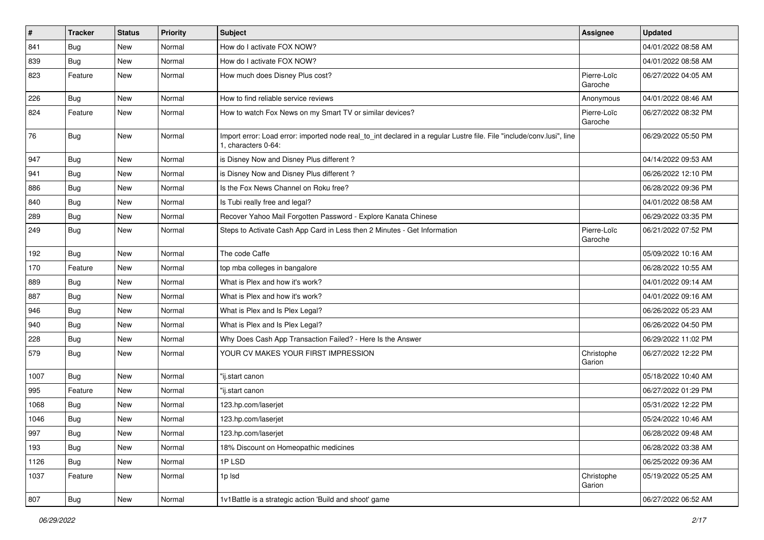| # | Tracker | Status | Priority | Subject | Assignee | Updated |
|---|---|---|---|---|---|---|
| 841 | Bug | New | Normal | How do I activate FOX NOW? | | 04/01/2022 08:58 AM |
| 839 | Bug | New | Normal | How do I activate FOX NOW? | | 04/01/2022 08:58 AM |
| 823 | Feature | New | Normal | How much does Disney Plus cost? | Pierre-Loïc Garoche | 06/27/2022 04:05 AM |
| 226 | Bug | New | Normal | How to find reliable service reviews | Anonymous | 04/01/2022 08:46 AM |
| 824 | Feature | New | Normal | How to watch Fox News on my Smart TV or similar devices? | Pierre-Loïc Garoche | 06/27/2022 08:32 PM |
| 76 | Bug | New | Normal | Import error: Load error: imported node real_to_int declared in a regular Lustre file. File "include/conv.lusi", line 1, characters 0-64: | | 06/29/2022 05:50 PM |
| 947 | Bug | New | Normal | is Disney Now and Disney Plus different ? | | 04/14/2022 09:53 AM |
| 941 | Bug | New | Normal | is Disney Now and Disney Plus different ? | | 06/26/2022 12:10 PM |
| 886 | Bug | New | Normal | Is the Fox News Channel on Roku free? | | 06/28/2022 09:36 PM |
| 840 | Bug | New | Normal | Is Tubi really free and legal? | | 04/01/2022 08:58 AM |
| 289 | Bug | New | Normal | Recover Yahoo Mail Forgotten Password - Explore Kanata Chinese | | 06/29/2022 03:35 PM |
| 249 | Bug | New | Normal | Steps to Activate Cash App Card in Less then 2 Minutes - Get Information | Pierre-Loïc Garoche | 06/21/2022 07:52 PM |
| 192 | Bug | New | Normal | The code Caffe | | 05/09/2022 10:16 AM |
| 170 | Feature | New | Normal | top mba colleges in bangalore | | 06/28/2022 10:55 AM |
| 889 | Bug | New | Normal | What is Plex and how it's work? | | 04/01/2022 09:14 AM |
| 887 | Bug | New | Normal | What is Plex and how it's work? | | 04/01/2022 09:16 AM |
| 946 | Bug | New | Normal | What is Plex and Is Plex Legal? | | 06/26/2022 05:23 AM |
| 940 | Bug | New | Normal | What is Plex and Is Plex Legal? | | 06/26/2022 04:50 PM |
| 228 | Bug | New | Normal | Why Does Cash App Transaction Failed? - Here Is the Answer | | 06/29/2022 11:02 PM |
| 579 | Bug | New | Normal | YOUR CV MAKES YOUR FIRST IMPRESSION | Christophe Garion | 06/27/2022 12:22 PM |
| 1007 | Bug | New | Normal | "ij.start canon | | 05/18/2022 10:40 AM |
| 995 | Feature | New | Normal | "ij.start canon | | 06/27/2022 01:29 PM |
| 1068 | Bug | New | Normal | 123.hp.com/laserjet | | 05/31/2022 12:22 PM |
| 1046 | Bug | New | Normal | 123.hp.com/laserjet | | 05/24/2022 10:46 AM |
| 997 | Bug | New | Normal | 123.hp.com/laserjet | | 06/28/2022 09:48 AM |
| 193 | Bug | New | Normal | 18% Discount on Homeopathic medicines | | 06/28/2022 03:38 AM |
| 1126 | Bug | New | Normal | 1P LSD | | 06/25/2022 09:36 AM |
| 1037 | Feature | New | Normal | 1p lsd | Christophe Garion | 05/19/2022 05:25 AM |
| 807 | Bug | New | Normal | 1v1Battle is a strategic action 'Build and shoot' game | | 06/27/2022 06:52 AM |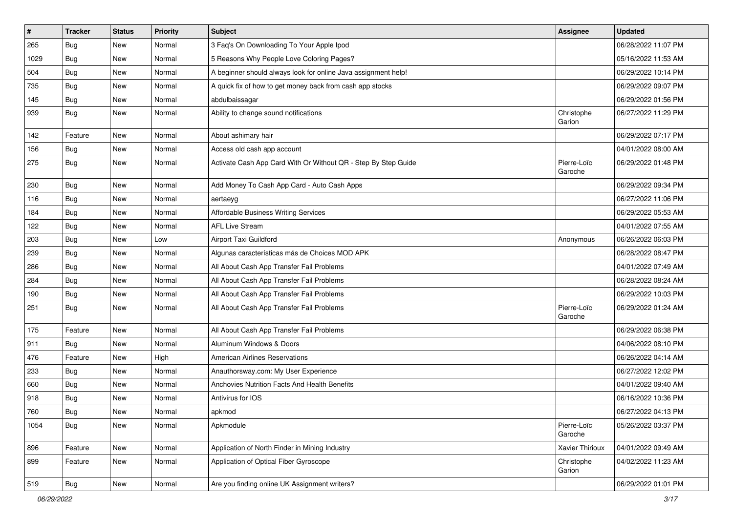| # | Tracker | Status | Priority | Subject | Assignee | Updated |
|---|---|---|---|---|---|---|
| 265 | Bug | New | Normal | 3 Faq's On Downloading To Your Apple Ipod | | 06/28/2022 11:07 PM |
| 1029 | Bug | New | Normal | 5 Reasons Why People Love Coloring Pages? | | 05/16/2022 11:53 AM |
| 504 | Bug | New | Normal | A beginner should always look for online Java assignment help! | | 06/29/2022 10:14 PM |
| 735 | Bug | New | Normal | A quick fix of how to get money back from cash app stocks | | 06/29/2022 09:07 PM |
| 145 | Bug | New | Normal | abdulbaissagar | | 06/29/2022 01:56 PM |
| 939 | Bug | New | Normal | Ability to change sound notifications | Christophe Garion | 06/27/2022 11:29 PM |
| 142 | Feature | New | Normal | About ashimary hair | | 06/29/2022 07:17 PM |
| 156 | Bug | New | Normal | Access old cash app account | | 04/01/2022 08:00 AM |
| 275 | Bug | New | Normal | Activate Cash App Card With Or Without QR - Step By Step Guide | Pierre-Loïc Garoche | 06/29/2022 01:48 PM |
| 230 | Bug | New | Normal | Add Money To Cash App Card - Auto Cash Apps | | 06/29/2022 09:34 PM |
| 116 | Bug | New | Normal | aertaeyg | | 06/27/2022 11:06 PM |
| 184 | Bug | New | Normal | Affordable Business Writing Services | | 06/29/2022 05:53 AM |
| 122 | Bug | New | Normal | AFL Live Stream | | 04/01/2022 07:55 AM |
| 203 | Bug | New | Low | Airport Taxi Guildford | Anonymous | 06/26/2022 06:03 PM |
| 239 | Bug | New | Normal | Algunas características más de Choices MOD APK | | 06/28/2022 08:47 PM |
| 286 | Bug | New | Normal | All About Cash App Transfer Fail Problems | | 04/01/2022 07:49 AM |
| 284 | Bug | New | Normal | All About Cash App Transfer Fail Problems | | 06/28/2022 08:24 AM |
| 190 | Bug | New | Normal | All About Cash App Transfer Fail Problems | | 06/29/2022 10:03 PM |
| 251 | Bug | New | Normal | All About Cash App Transfer Fail Problems | Pierre-Loïc Garoche | 06/29/2022 01:24 AM |
| 175 | Feature | New | Normal | All About Cash App Transfer Fail Problems | | 06/29/2022 06:38 PM |
| 911 | Bug | New | Normal | Aluminum Windows & Doors | | 04/06/2022 08:10 PM |
| 476 | Feature | New | High | American Airlines Reservations | | 06/26/2022 04:14 AM |
| 233 | Bug | New | Normal | Anauthorsway.com: My User Experience | | 06/27/2022 12:02 PM |
| 660 | Bug | New | Normal | Anchovies Nutrition Facts And Health Benefits | | 04/01/2022 09:40 AM |
| 918 | Bug | New | Normal | Antivirus for IOS | | 06/16/2022 10:36 PM |
| 760 | Bug | New | Normal | apkmod | | 06/27/2022 04:13 PM |
| 1054 | Bug | New | Normal | Apkmodule | Pierre-Loïc Garoche | 05/26/2022 03:37 PM |
| 896 | Feature | New | Normal | Application of North Finder in Mining Industry | Xavier Thirioux | 04/01/2022 09:49 AM |
| 899 | Feature | New | Normal | Application of Optical Fiber Gyroscope | Christophe Garion | 04/02/2022 11:23 AM |
| 519 | Bug | New | Normal | Are you finding online UK Assignment writers? | | 06/29/2022 01:01 PM |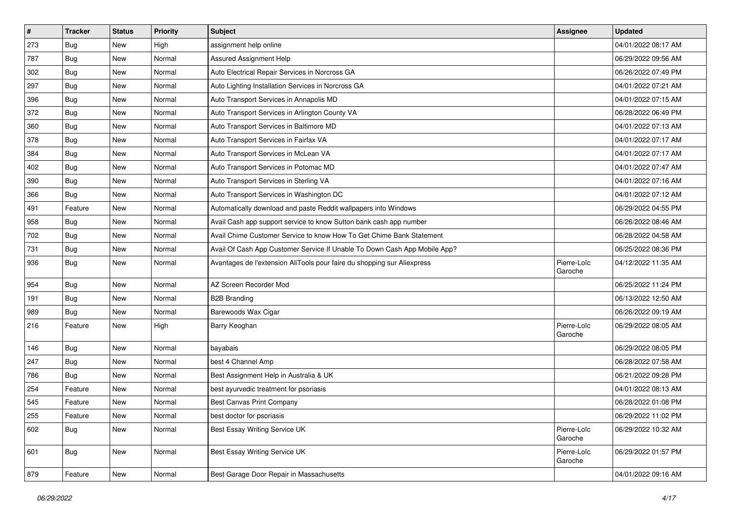| # | Tracker | Status | Priority | Subject | Assignee | Updated |
|---|---|---|---|---|---|---|
| 273 | Bug | New | High | assignment help online | | 04/01/2022 08:17 AM |
| 787 | Bug | New | Normal | Assured Assignment Help | | 06/29/2022 09:56 AM |
| 302 | Bug | New | Normal | Auto Electrical Repair Services in Norcross GA | | 06/26/2022 07:49 PM |
| 297 | Bug | New | Normal | Auto Lighting Installation Services in Norcross GA | | 04/01/2022 07:21 AM |
| 396 | Bug | New | Normal | Auto Transport Services in Annapolis MD | | 04/01/2022 07:15 AM |
| 372 | Bug | New | Normal | Auto Transport Services in Arlington County VA | | 06/28/2022 06:49 PM |
| 360 | Bug | New | Normal | Auto Transport Services in Baltimore MD | | 04/01/2022 07:13 AM |
| 378 | Bug | New | Normal | Auto Transport Services in Fairfax VA | | 04/01/2022 07:17 AM |
| 384 | Bug | New | Normal | Auto Transport Services in McLean VA | | 04/01/2022 07:17 AM |
| 402 | Bug | New | Normal | Auto Transport Services in Potomac MD | | 04/01/2022 07:47 AM |
| 390 | Bug | New | Normal | Auto Transport Services in Sterling VA | | 04/01/2022 07:16 AM |
| 366 | Bug | New | Normal | Auto Transport Services in Washington DC | | 04/01/2022 07:12 AM |
| 491 | Feature | New | Normal | Automatically download and paste Reddit wallpapers into Windows | | 06/29/2022 04:55 PM |
| 958 | Bug | New | Normal | Avail Cash app support service to know Sutton bank cash app number | | 06/26/2022 08:46 AM |
| 702 | Bug | New | Normal | Avail Chime Customer Service to know How To Get Chime Bank Statement | | 06/28/2022 04:58 AM |
| 731 | Bug | New | Normal | Avail Of Cash App Customer Service If Unable To Down Cash App Mobile App? | | 06/25/2022 08:36 PM |
| 936 | Bug | New | Normal | Avantages de l'extension AliTools pour faire du shopping sur Aliexpress | Pierre-Loïc Garoche | 04/12/2022 11:35 AM |
| 954 | Bug | New | Normal | AZ Screen Recorder Mod | | 06/25/2022 11:24 PM |
| 191 | Bug | New | Normal | B2B Branding | | 06/13/2022 12:50 AM |
| 989 | Bug | New | Normal | Barewoods Wax Cigar | | 06/26/2022 09:19 AM |
| 216 | Feature | New | High | Barry Keoghan | Pierre-Loïc Garoche | 06/29/2022 08:05 AM |
| 146 | Bug | New | Normal | bayabais | | 06/29/2022 08:05 PM |
| 247 | Bug | New | Normal | best 4 Channel Amp | | 06/28/2022 07:58 AM |
| 786 | Bug | New | Normal | Best Assignment Help in Australia & UK | | 06/21/2022 09:28 PM |
| 254 | Feature | New | Normal | best ayurvedic treatment for psoriasis | | 04/01/2022 08:13 AM |
| 545 | Feature | New | Normal | Best Canvas Print Company | | 06/28/2022 01:08 PM |
| 255 | Feature | New | Normal | best doctor for psoriasis | | 06/29/2022 11:02 PM |
| 602 | Bug | New | Normal | Best Essay Writing Service UK | Pierre-Loïc Garoche | 06/29/2022 10:32 AM |
| 601 | Bug | New | Normal | Best Essay Writing Service UK | Pierre-Loïc Garoche | 06/29/2022 01:57 PM |
| 879 | Feature | New | Normal | Best Garage Door Repair in Massachusetts | | 04/01/2022 09:16 AM |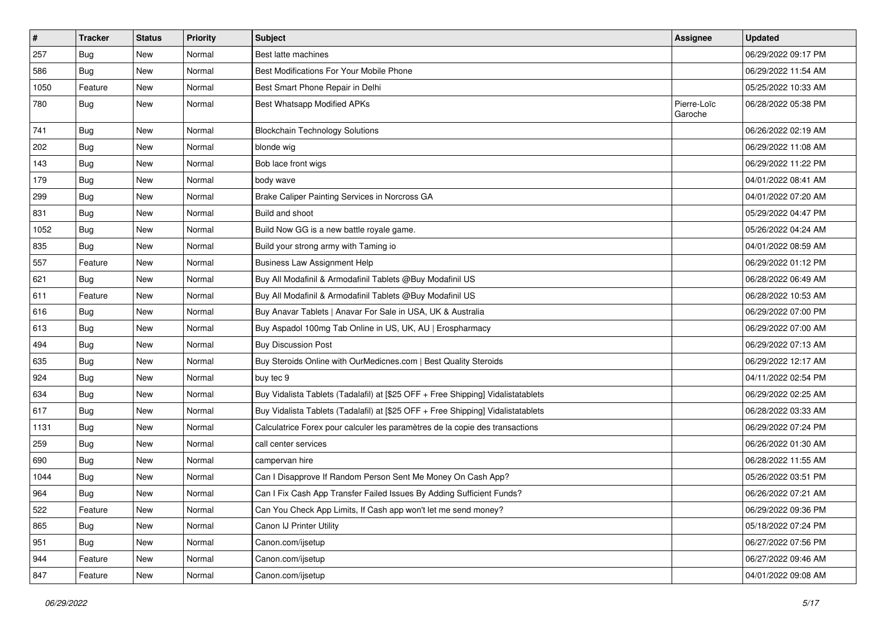| # | Tracker | Status | Priority | Subject | Assignee | Updated |
|---|---|---|---|---|---|---|
| 257 | Bug | New | Normal | Best latte machines | | 06/29/2022 09:17 PM |
| 586 | Bug | New | Normal | Best Modifications For Your Mobile Phone | | 06/29/2022 11:54 AM |
| 1050 | Feature | New | Normal | Best Smart Phone Repair in Delhi | | 05/25/2022 10:33 AM |
| 780 | Bug | New | Normal | Best Whatsapp Modified APKs | Pierre-Loïc Garoche | 06/28/2022 05:38 PM |
| 741 | Bug | New | Normal | Blockchain Technology Solutions | | 06/26/2022 02:19 AM |
| 202 | Bug | New | Normal | blonde wig | | 06/29/2022 11:08 AM |
| 143 | Bug | New | Normal | Bob lace front wigs | | 06/29/2022 11:22 PM |
| 179 | Bug | New | Normal | body wave | | 04/01/2022 08:41 AM |
| 299 | Bug | New | Normal | Brake Caliper Painting Services in Norcross GA | | 04/01/2022 07:20 AM |
| 831 | Bug | New | Normal | Build and shoot | | 05/29/2022 04:47 PM |
| 1052 | Bug | New | Normal | Build Now GG is a new battle royale game. | | 05/26/2022 04:24 AM |
| 835 | Bug | New | Normal | Build your strong army with Taming io | | 04/01/2022 08:59 AM |
| 557 | Feature | New | Normal | Business Law Assignment Help | | 06/29/2022 01:12 PM |
| 621 | Bug | New | Normal | Buy All Modafinil & Armodafinil Tablets @Buy Modafinil US | | 06/28/2022 06:49 AM |
| 611 | Feature | New | Normal | Buy All Modafinil & Armodafinil Tablets @Buy Modafinil US | | 06/28/2022 10:53 AM |
| 616 | Bug | New | Normal | Buy Anavar Tablets \| Anavar For Sale in USA, UK & Australia | | 06/29/2022 07:00 PM |
| 613 | Bug | New | Normal | Buy Aspadol 100mg Tab Online in US, UK, AU \| Erospharmacy | | 06/29/2022 07:00 AM |
| 494 | Bug | New | Normal | Buy Discussion Post | | 06/29/2022 07:13 AM |
| 635 | Bug | New | Normal | Buy Steroids Online with OurMedicnes.com \| Best Quality Steroids | | 06/29/2022 12:17 AM |
| 924 | Bug | New | Normal | buy tec 9 | | 04/11/2022 02:54 PM |
| 634 | Bug | New | Normal | Buy Vidalista Tablets (Tadalafil) at [$25 OFF + Free Shipping] Vidalistatablets | | 06/29/2022 02:25 AM |
| 617 | Bug | New | Normal | Buy Vidalista Tablets (Tadalafil) at [$25 OFF + Free Shipping] Vidalistatablets | | 06/28/2022 03:33 AM |
| 1131 | Bug | New | Normal | Calculatrice Forex pour calculer les paramètres de la copie des transactions | | 06/29/2022 07:24 PM |
| 259 | Bug | New | Normal | call center services | | 06/26/2022 01:30 AM |
| 690 | Bug | New | Normal | campervan hire | | 06/28/2022 11:55 AM |
| 1044 | Bug | New | Normal | Can I Disapprove If Random Person Sent Me Money On Cash App? | | 05/26/2022 03:51 PM |
| 964 | Bug | New | Normal | Can I Fix Cash App Transfer Failed Issues By Adding Sufficient Funds? | | 06/26/2022 07:21 AM |
| 522 | Feature | New | Normal | Can You Check App Limits, If Cash app won't let me send money? | | 06/29/2022 09:36 PM |
| 865 | Bug | New | Normal | Canon IJ Printer Utility | | 05/18/2022 07:24 PM |
| 951 | Bug | New | Normal | Canon.com/ijsetup | | 06/27/2022 07:56 PM |
| 944 | Feature | New | Normal | Canon.com/ijsetup | | 06/27/2022 09:46 AM |
| 847 | Feature | New | Normal | Canon.com/ijsetup | | 04/01/2022 09:08 AM |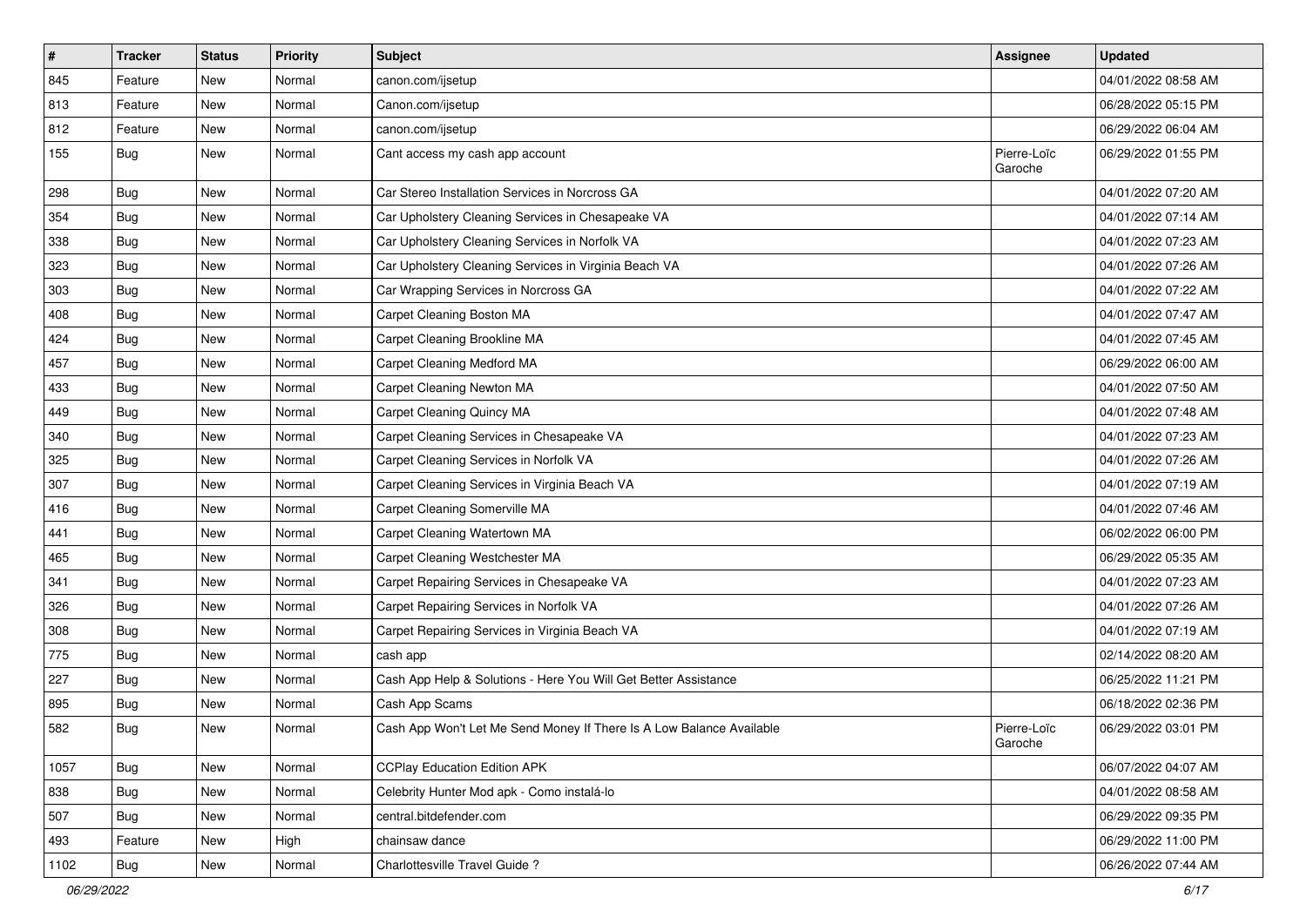| # | Tracker | Status | Priority | Subject | Assignee | Updated |
|---|---|---|---|---|---|---|
| 845 | Feature | New | Normal | canon.com/ijsetup | | 04/01/2022 08:58 AM |
| 813 | Feature | New | Normal | Canon.com/ijsetup | | 06/28/2022 05:15 PM |
| 812 | Feature | New | Normal | canon.com/ijsetup | | 06/29/2022 06:04 AM |
| 155 | Bug | New | Normal | Cant access my cash app account | Pierre-Loïc Garoche | 06/29/2022 01:55 PM |
| 298 | Bug | New | Normal | Car Stereo Installation Services in Norcross GA | | 04/01/2022 07:20 AM |
| 354 | Bug | New | Normal | Car Upholstery Cleaning Services in Chesapeake VA | | 04/01/2022 07:14 AM |
| 338 | Bug | New | Normal | Car Upholstery Cleaning Services in Norfolk VA | | 04/01/2022 07:23 AM |
| 323 | Bug | New | Normal | Car Upholstery Cleaning Services in Virginia Beach VA | | 04/01/2022 07:26 AM |
| 303 | Bug | New | Normal | Car Wrapping Services in Norcross GA | | 04/01/2022 07:22 AM |
| 408 | Bug | New | Normal | Carpet Cleaning Boston MA | | 04/01/2022 07:47 AM |
| 424 | Bug | New | Normal | Carpet Cleaning Brookline MA | | 04/01/2022 07:45 AM |
| 457 | Bug | New | Normal | Carpet Cleaning Medford MA | | 06/29/2022 06:00 AM |
| 433 | Bug | New | Normal | Carpet Cleaning Newton MA | | 04/01/2022 07:50 AM |
| 449 | Bug | New | Normal | Carpet Cleaning Quincy MA | | 04/01/2022 07:48 AM |
| 340 | Bug | New | Normal | Carpet Cleaning Services in Chesapeake VA | | 04/01/2022 07:23 AM |
| 325 | Bug | New | Normal | Carpet Cleaning Services in Norfolk VA | | 04/01/2022 07:26 AM |
| 307 | Bug | New | Normal | Carpet Cleaning Services in Virginia Beach VA | | 04/01/2022 07:19 AM |
| 416 | Bug | New | Normal | Carpet Cleaning Somerville MA | | 04/01/2022 07:46 AM |
| 441 | Bug | New | Normal | Carpet Cleaning Watertown MA | | 06/02/2022 06:00 PM |
| 465 | Bug | New | Normal | Carpet Cleaning Westchester MA | | 06/29/2022 05:35 AM |
| 341 | Bug | New | Normal | Carpet Repairing Services in Chesapeake VA | | 04/01/2022 07:23 AM |
| 326 | Bug | New | Normal | Carpet Repairing Services in Norfolk VA | | 04/01/2022 07:26 AM |
| 308 | Bug | New | Normal | Carpet Repairing Services in Virginia Beach VA | | 04/01/2022 07:19 AM |
| 775 | Bug | New | Normal | cash app | | 02/14/2022 08:20 AM |
| 227 | Bug | New | Normal | Cash App Help & Solutions - Here You Will Get Better Assistance | | 06/25/2022 11:21 PM |
| 895 | Bug | New | Normal | Cash App Scams | | 06/18/2022 02:36 PM |
| 582 | Bug | New | Normal | Cash App Won't Let Me Send Money If There Is A Low Balance Available | Pierre-Loïc Garoche | 06/29/2022 03:01 PM |
| 1057 | Bug | New | Normal | CCPlay Education Edition APK | | 06/07/2022 04:07 AM |
| 838 | Bug | New | Normal | Celebrity Hunter Mod apk - Como instalá-lo | | 04/01/2022 08:58 AM |
| 507 | Bug | New | Normal | central.bitdefender.com | | 06/29/2022 09:35 PM |
| 493 | Feature | New | High | chainsaw dance | | 06/29/2022 11:00 PM |
| 1102 | Bug | New | Normal | Charlottesville Travel Guide ? | | 06/26/2022 07:44 AM |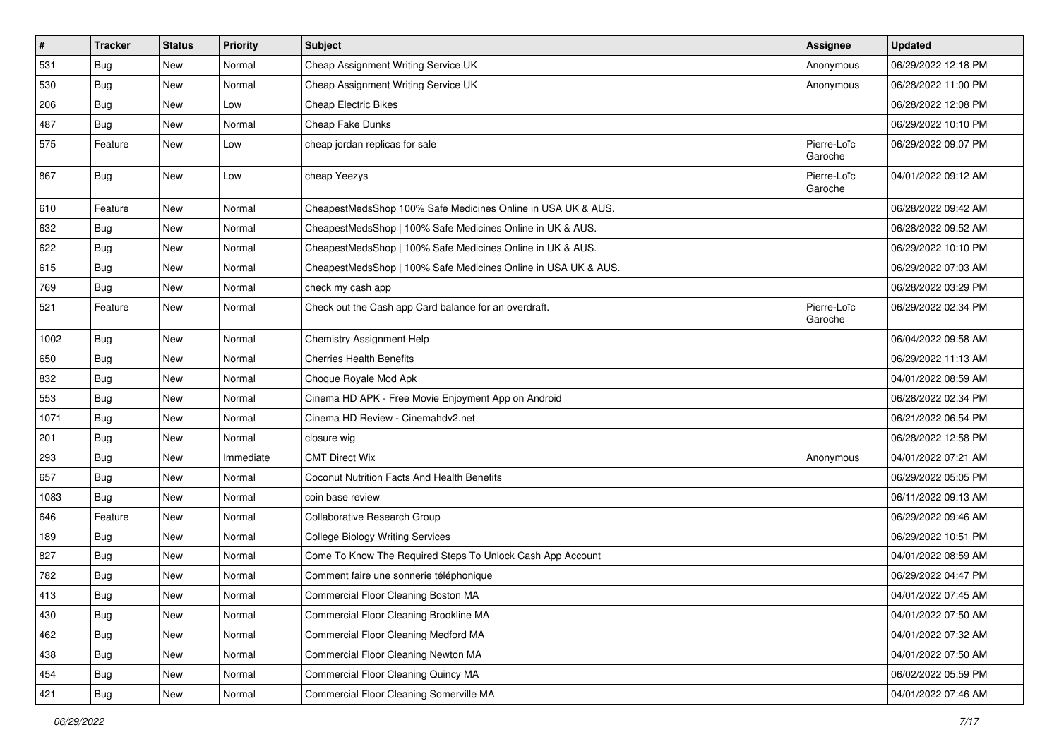| # | Tracker | Status | Priority | Subject | Assignee | Updated |
| --- | --- | --- | --- | --- | --- | --- |
| 531 | Bug | New | Normal | Cheap Assignment Writing Service UK | Anonymous | 06/29/2022 12:18 PM |
| 530 | Bug | New | Normal | Cheap Assignment Writing Service UK | Anonymous | 06/28/2022 11:00 PM |
| 206 | Bug | New | Low | Cheap Electric Bikes | | 06/28/2022 12:08 PM |
| 487 | Bug | New | Normal | Cheap Fake Dunks | | 06/29/2022 10:10 PM |
| 575 | Feature | New | Low | cheap jordan replicas for sale | Pierre-Loïc Garoche | 06/29/2022 09:07 PM |
| 867 | Bug | New | Low | cheap Yeezys | Pierre-Loïc Garoche | 04/01/2022 09:12 AM |
| 610 | Feature | New | Normal | CheapestMedsShop 100% Safe Medicines Online in USA UK & AUS. | | 06/28/2022 09:42 AM |
| 632 | Bug | New | Normal | CheapestMedsShop \| 100% Safe Medicines Online in UK & AUS. | | 06/28/2022 09:52 AM |
| 622 | Bug | New | Normal | CheapestMedsShop \| 100% Safe Medicines Online in UK & AUS. | | 06/29/2022 10:10 PM |
| 615 | Bug | New | Normal | CheapestMedsShop \| 100% Safe Medicines Online in USA UK & AUS. | | 06/29/2022 07:03 AM |
| 769 | Bug | New | Normal | check my cash app | | 06/28/2022 03:29 PM |
| 521 | Feature | New | Normal | Check out the Cash app Card balance for an overdraft. | Pierre-Loïc Garoche | 06/29/2022 02:34 PM |
| 1002 | Bug | New | Normal | Chemistry Assignment Help | | 06/04/2022 09:58 AM |
| 650 | Bug | New | Normal | Cherries Health Benefits | | 06/29/2022 11:13 AM |
| 832 | Bug | New | Normal | Choque Royale Mod Apk | | 04/01/2022 08:59 AM |
| 553 | Bug | New | Normal | Cinema HD APK - Free Movie Enjoyment App on Android | | 06/28/2022 02:34 PM |
| 1071 | Bug | New | Normal | Cinema HD Review - Cinemahdv2.net | | 06/21/2022 06:54 PM |
| 201 | Bug | New | Normal | closure wig | | 06/28/2022 12:58 PM |
| 293 | Bug | New | Immediate | CMT Direct Wix | Anonymous | 04/01/2022 07:21 AM |
| 657 | Bug | New | Normal | Coconut Nutrition Facts And Health Benefits | | 06/29/2022 05:05 PM |
| 1083 | Bug | New | Normal | coin base review | | 06/11/2022 09:13 AM |
| 646 | Feature | New | Normal | Collaborative Research Group | | 06/29/2022 09:46 AM |
| 189 | Bug | New | Normal | College Biology Writing Services | | 06/29/2022 10:51 PM |
| 827 | Bug | New | Normal | Come To Know The Required Steps To Unlock Cash App Account | | 04/01/2022 08:59 AM |
| 782 | Bug | New | Normal | Comment faire une sonnerie téléphonique | | 06/29/2022 04:47 PM |
| 413 | Bug | New | Normal | Commercial Floor Cleaning Boston MA | | 04/01/2022 07:45 AM |
| 430 | Bug | New | Normal | Commercial Floor Cleaning Brookline MA | | 04/01/2022 07:50 AM |
| 462 | Bug | New | Normal | Commercial Floor Cleaning Medford MA | | 04/01/2022 07:32 AM |
| 438 | Bug | New | Normal | Commercial Floor Cleaning Newton MA | | 04/01/2022 07:50 AM |
| 454 | Bug | New | Normal | Commercial Floor Cleaning Quincy MA | | 06/02/2022 05:59 PM |
| 421 | Bug | New | Normal | Commercial Floor Cleaning Somerville MA | | 04/01/2022 07:46 AM |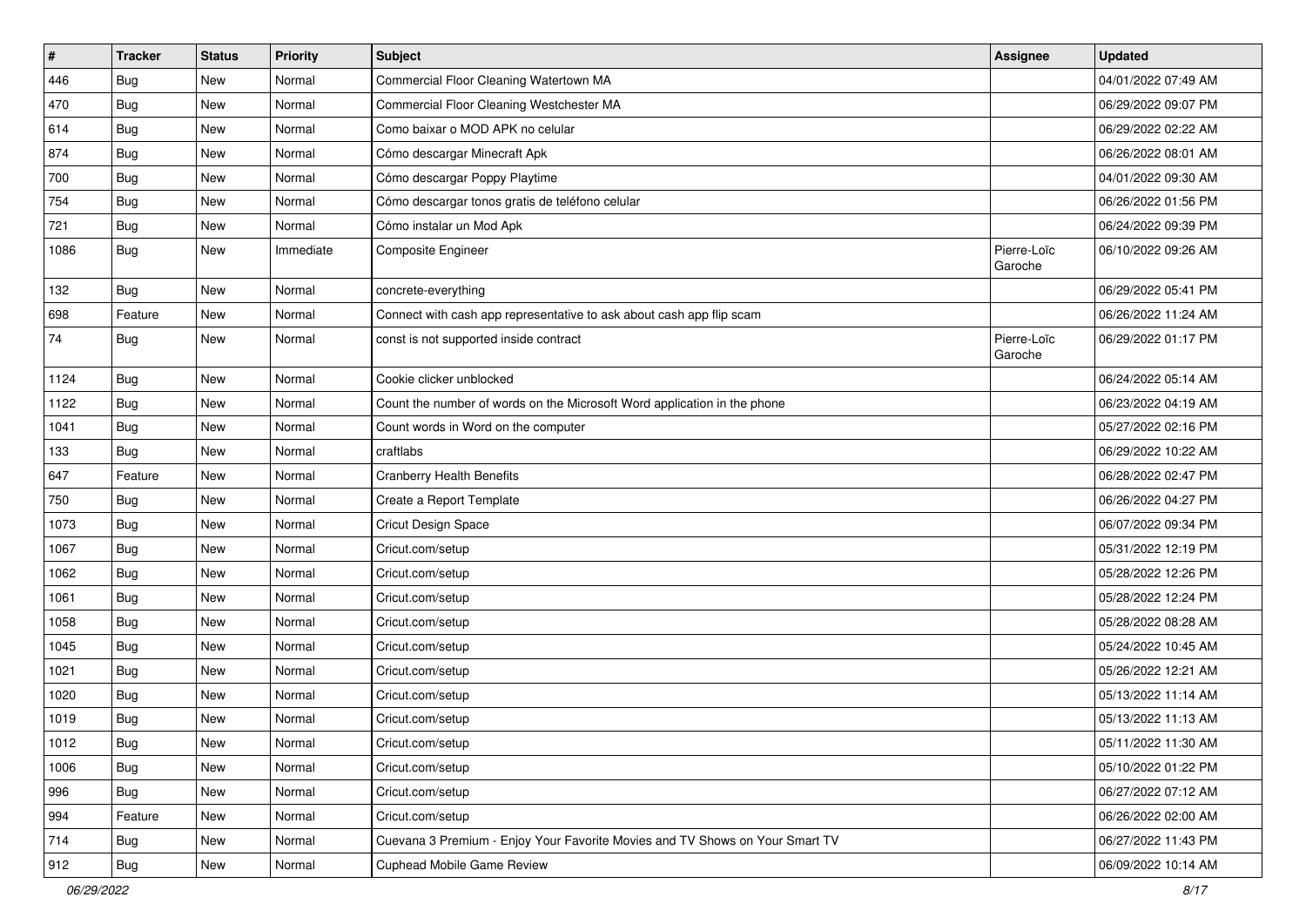| # | Tracker | Status | Priority | Subject | Assignee | Updated |
|---|---|---|---|---|---|---|
| 446 | Bug | New | Normal | Commercial Floor Cleaning Watertown MA | | 04/01/2022 07:49 AM |
| 470 | Bug | New | Normal | Commercial Floor Cleaning Westchester MA | | 06/29/2022 09:07 PM |
| 614 | Bug | New | Normal | Como baixar o MOD APK no celular | | 06/29/2022 02:22 AM |
| 874 | Bug | New | Normal | Cómo descargar Minecraft Apk | | 06/26/2022 08:01 AM |
| 700 | Bug | New | Normal | Cómo descargar Poppy Playtime | | 04/01/2022 09:30 AM |
| 754 | Bug | New | Normal | Cómo descargar tonos gratis de teléfono celular | | 06/26/2022 01:56 PM |
| 721 | Bug | New | Normal | Cómo instalar un Mod Apk | | 06/24/2022 09:39 PM |
| 1086 | Bug | New | Immediate | Composite Engineer | Pierre-Loïc Garoche | 06/10/2022 09:26 AM |
| 132 | Bug | New | Normal | concrete-everything | | 06/29/2022 05:41 PM |
| 698 | Feature | New | Normal | Connect with cash app representative to ask about cash app flip scam | | 06/26/2022 11:24 AM |
| 74 | Bug | New | Normal | const is not supported inside contract | Pierre-Loïc Garoche | 06/29/2022 01:17 PM |
| 1124 | Bug | New | Normal | Cookie clicker unblocked | | 06/24/2022 05:14 AM |
| 1122 | Bug | New | Normal | Count the number of words on the Microsoft Word application in the phone | | 06/23/2022 04:19 AM |
| 1041 | Bug | New | Normal | Count words in Word on the computer | | 05/27/2022 02:16 PM |
| 133 | Bug | New | Normal | craftlabs | | 06/29/2022 10:22 AM |
| 647 | Feature | New | Normal | Cranberry Health Benefits | | 06/28/2022 02:47 PM |
| 750 | Bug | New | Normal | Create a Report Template | | 06/26/2022 04:27 PM |
| 1073 | Bug | New | Normal | Cricut Design Space | | 06/07/2022 09:34 PM |
| 1067 | Bug | New | Normal | Cricut.com/setup | | 05/31/2022 12:19 PM |
| 1062 | Bug | New | Normal | Cricut.com/setup | | 05/28/2022 12:26 PM |
| 1061 | Bug | New | Normal | Cricut.com/setup | | 05/28/2022 12:24 PM |
| 1058 | Bug | New | Normal | Cricut.com/setup | | 05/28/2022 08:28 AM |
| 1045 | Bug | New | Normal | Cricut.com/setup | | 05/24/2022 10:45 AM |
| 1021 | Bug | New | Normal | Cricut.com/setup | | 05/26/2022 12:21 AM |
| 1020 | Bug | New | Normal | Cricut.com/setup | | 05/13/2022 11:14 AM |
| 1019 | Bug | New | Normal | Cricut.com/setup | | 05/13/2022 11:13 AM |
| 1012 | Bug | New | Normal | Cricut.com/setup | | 05/11/2022 11:30 AM |
| 1006 | Bug | New | Normal | Cricut.com/setup | | 05/10/2022 01:22 PM |
| 996 | Bug | New | Normal | Cricut.com/setup | | 06/27/2022 07:12 AM |
| 994 | Feature | New | Normal | Cricut.com/setup | | 06/26/2022 02:00 AM |
| 714 | Bug | New | Normal | Cuevana 3 Premium - Enjoy Your Favorite Movies and TV Shows on Your Smart TV | | 06/27/2022 11:43 PM |
| 912 | Bug | New | Normal | Cuphead Mobile Game Review | | 06/09/2022 10:14 AM |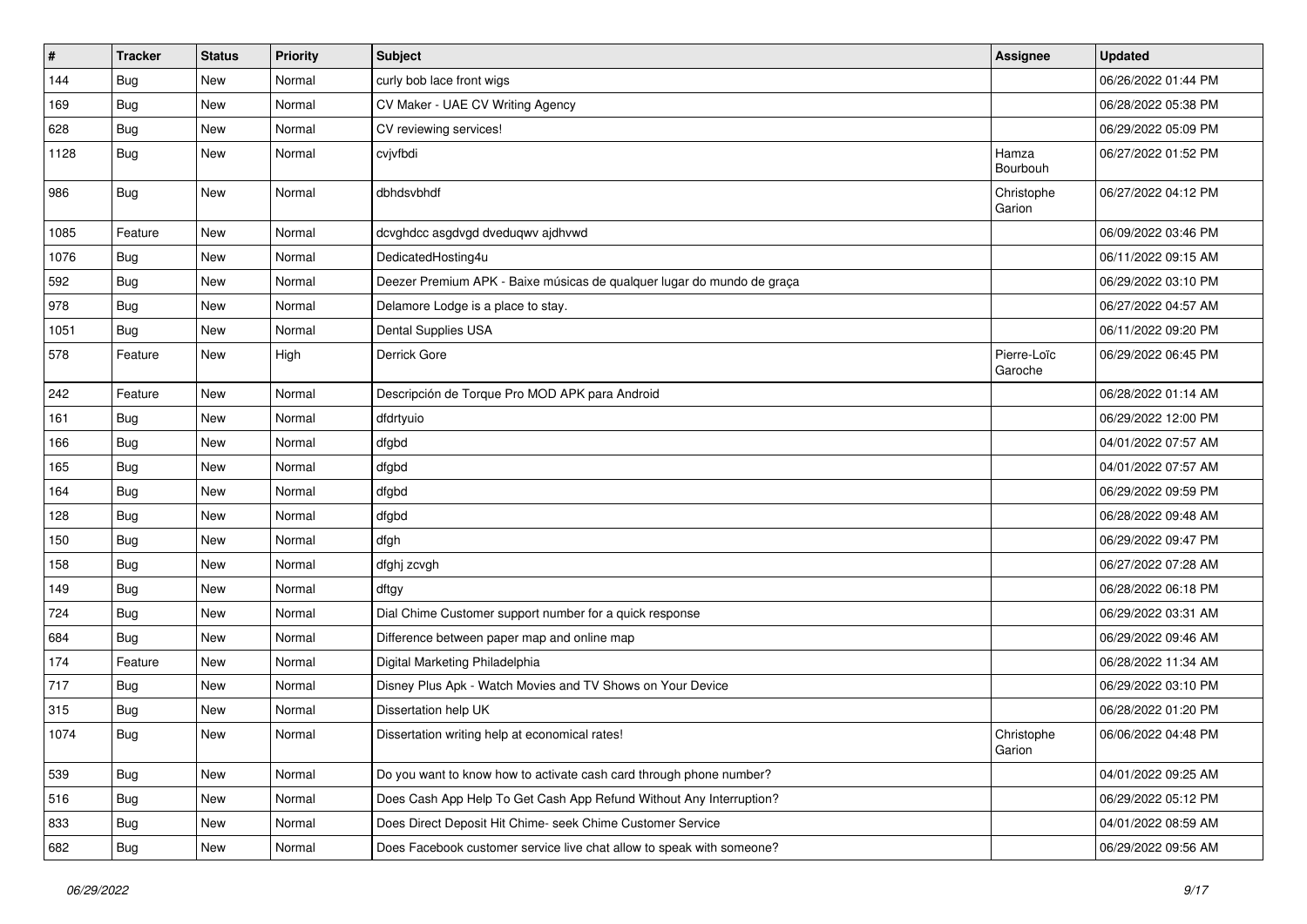| # | Tracker | Status | Priority | Subject | Assignee | Updated |
|---|---|---|---|---|---|---|
| 144 | Bug | New | Normal | curly bob lace front wigs | | 06/26/2022 01:44 PM |
| 169 | Bug | New | Normal | CV Maker - UAE CV Writing Agency | | 06/28/2022 05:38 PM |
| 628 | Bug | New | Normal | CV reviewing services! | | 06/29/2022 05:09 PM |
| 1128 | Bug | New | Normal | cvjvfbdi | Hamza Bourbouh | 06/27/2022 01:52 PM |
| 986 | Bug | New | Normal | dbhdsvbhdf | Christophe Garion | 06/27/2022 04:12 PM |
| 1085 | Feature | New | Normal | dcvghdcc asgdvgd dveduqwv ajdhvwd | | 06/09/2022 03:46 PM |
| 1076 | Bug | New | Normal | DedicatedHosting4u | | 06/11/2022 09:15 AM |
| 592 | Bug | New | Normal | Deezer Premium APK - Baixe músicas de qualquer lugar do mundo de graça | | 06/29/2022 03:10 PM |
| 978 | Bug | New | Normal | Delamore Lodge is a place to stay. | | 06/27/2022 04:57 AM |
| 1051 | Bug | New | Normal | Dental Supplies USA | | 06/11/2022 09:20 PM |
| 578 | Feature | New | High | Derrick Gore | Pierre-Loïc Garoche | 06/29/2022 06:45 PM |
| 242 | Feature | New | Normal | Descripción de Torque Pro MOD APK para Android | | 06/28/2022 01:14 AM |
| 161 | Bug | New | Normal | dfdrtyuio | | 06/29/2022 12:00 PM |
| 166 | Bug | New | Normal | dfgbd | | 04/01/2022 07:57 AM |
| 165 | Bug | New | Normal | dfgbd | | 04/01/2022 07:57 AM |
| 164 | Bug | New | Normal | dfgbd | | 06/29/2022 09:59 PM |
| 128 | Bug | New | Normal | dfgbd | | 06/28/2022 09:48 AM |
| 150 | Bug | New | Normal | dfgh | | 06/29/2022 09:47 PM |
| 158 | Bug | New | Normal | dfghj zcvgh | | 06/27/2022 07:28 AM |
| 149 | Bug | New | Normal | dftgy | | 06/28/2022 06:18 PM |
| 724 | Bug | New | Normal | Dial Chime Customer support number for a quick response | | 06/29/2022 03:31 AM |
| 684 | Bug | New | Normal | Difference between paper map and online map | | 06/29/2022 09:46 AM |
| 174 | Feature | New | Normal | Digital Marketing Philadelphia | | 06/28/2022 11:34 AM |
| 717 | Bug | New | Normal | Disney Plus Apk - Watch Movies and TV Shows on Your Device | | 06/29/2022 03:10 PM |
| 315 | Bug | New | Normal | Dissertation help UK | | 06/28/2022 01:20 PM |
| 1074 | Bug | New | Normal | Dissertation writing help at economical rates! | Christophe Garion | 06/06/2022 04:48 PM |
| 539 | Bug | New | Normal | Do you want to know how to activate cash card through phone number? | | 04/01/2022 09:25 AM |
| 516 | Bug | New | Normal | Does Cash App Help To Get Cash App Refund Without Any Interruption? | | 06/29/2022 05:12 PM |
| 833 | Bug | New | Normal | Does Direct Deposit Hit Chime- seek Chime Customer Service | | 04/01/2022 08:59 AM |
| 682 | Bug | New | Normal | Does Facebook customer service live chat allow to speak with someone? | | 06/29/2022 09:56 AM |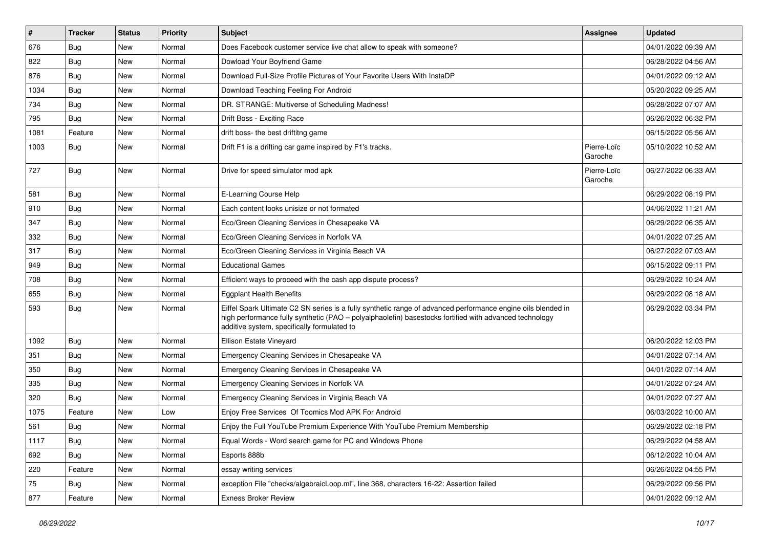| # | Tracker | Status | Priority | Subject | Assignee | Updated |
|---|---|---|---|---|---|---|
| 676 | Bug | New | Normal | Does Facebook customer service live chat allow to speak with someone? | | 04/01/2022 09:39 AM |
| 822 | Bug | New | Normal | Dowload Your Boyfriend Game | | 06/28/2022 04:56 AM |
| 876 | Bug | New | Normal | Download Full-Size Profile Pictures of Your Favorite Users With InstaDP | | 04/01/2022 09:12 AM |
| 1034 | Bug | New | Normal | Download Teaching Feeling For Android | | 05/20/2022 09:25 AM |
| 734 | Bug | New | Normal | DR. STRANGE: Multiverse of Scheduling Madness! | | 06/28/2022 07:07 AM |
| 795 | Bug | New | Normal | Drift Boss - Exciting Race | | 06/26/2022 06:32 PM |
| 1081 | Feature | New | Normal | drift boss- the best driftitng game | | 06/15/2022 05:56 AM |
| 1003 | Bug | New | Normal | Drift F1 is a drifting car game inspired by F1's tracks. | Pierre-Loïc Garoche | 05/10/2022 10:52 AM |
| 727 | Bug | New | Normal | Drive for speed simulator mod apk | Pierre-Loïc Garoche | 06/27/2022 06:33 AM |
| 581 | Bug | New | Normal | E-Learning Course Help | | 06/29/2022 08:19 PM |
| 910 | Bug | New | Normal | Each content looks unisize or not formated | | 04/06/2022 11:21 AM |
| 347 | Bug | New | Normal | Eco/Green Cleaning Services in Chesapeake VA | | 06/29/2022 06:35 AM |
| 332 | Bug | New | Normal | Eco/Green Cleaning Services in Norfolk VA | | 04/01/2022 07:25 AM |
| 317 | Bug | New | Normal | Eco/Green Cleaning Services in Virginia Beach VA | | 06/27/2022 07:03 AM |
| 949 | Bug | New | Normal | Educational Games | | 06/15/2022 09:11 PM |
| 708 | Bug | New | Normal | Efficient ways to proceed with the cash app dispute process? | | 06/29/2022 10:24 AM |
| 655 | Bug | New | Normal | Eggplant Health Benefits | | 06/29/2022 08:18 AM |
| 593 | Bug | New | Normal | Eiffel Spark Ultimate C2 SN series is a fully synthetic range of advanced performance engine oils blended in high performance fully synthetic (PAO – polyalphaolefin) basestocks fortified with advanced technology additive system, specifically formulated to | | 06/29/2022 03:34 PM |
| 1092 | Bug | New | Normal | Ellison Estate Vineyard | | 06/20/2022 12:03 PM |
| 351 | Bug | New | Normal | Emergency Cleaning Services in Chesapeake VA | | 04/01/2022 07:14 AM |
| 350 | Bug | New | Normal | Emergency Cleaning Services in Chesapeake VA | | 04/01/2022 07:14 AM |
| 335 | Bug | New | Normal | Emergency Cleaning Services in Norfolk VA | | 04/01/2022 07:24 AM |
| 320 | Bug | New | Normal | Emergency Cleaning Services in Virginia Beach VA | | 04/01/2022 07:27 AM |
| 1075 | Feature | New | Low | Enjoy Free Services Of Toomics Mod APK For Android | | 06/03/2022 10:00 AM |
| 561 | Bug | New | Normal | Enjoy the Full YouTube Premium Experience With YouTube Premium Membership | | 06/29/2022 02:18 PM |
| 1117 | Bug | New | Normal | Equal Words - Word search game for PC and Windows Phone | | 06/29/2022 04:58 AM |
| 692 | Bug | New | Normal | Esports 888b | | 06/12/2022 10:04 AM |
| 220 | Feature | New | Normal | essay writing services | | 06/26/2022 04:55 PM |
| 75 | Bug | New | Normal | exception File "checks/algebraicLoop.ml", line 368, characters 16-22: Assertion failed | | 06/29/2022 09:56 PM |
| 877 | Feature | New | Normal | Exness Broker Review | | 04/01/2022 09:12 AM |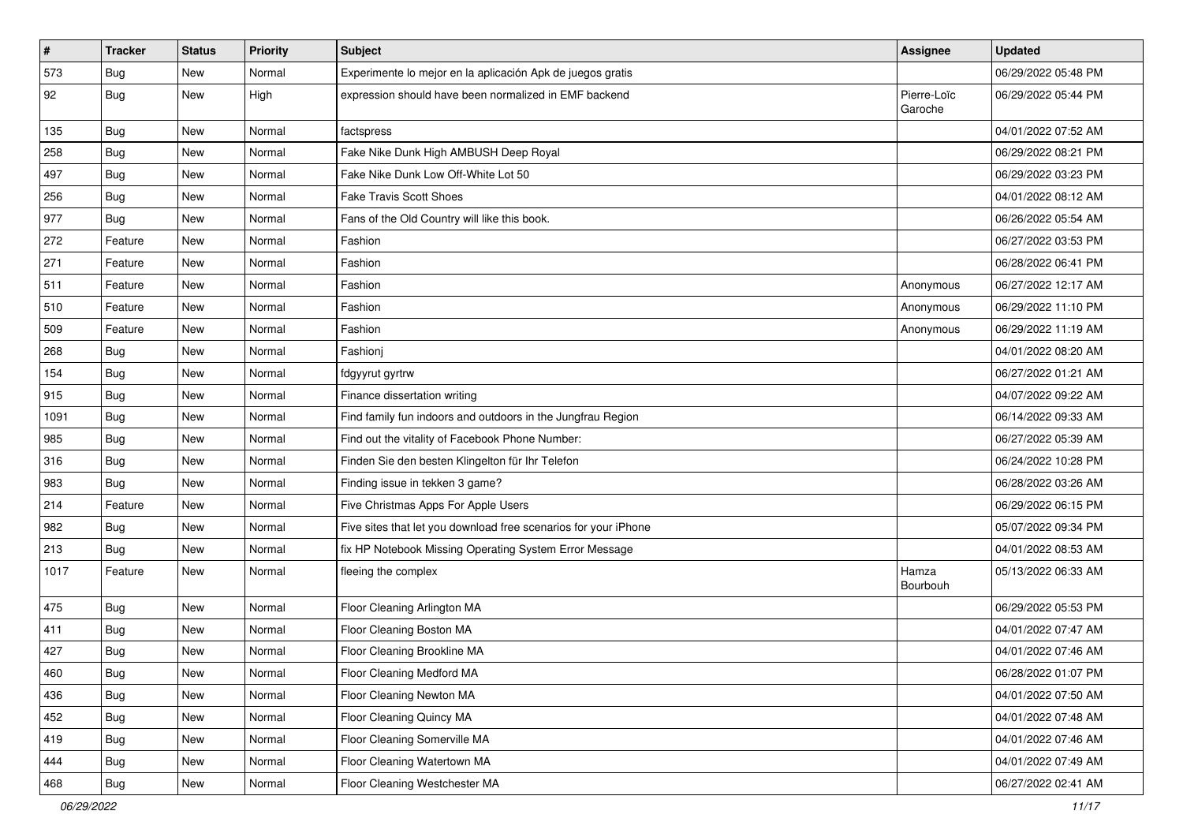| # | Tracker | Status | Priority | Subject | Assignee | Updated |
| --- | --- | --- | --- | --- | --- | --- |
| 573 | Bug | New | Normal | Experimente lo mejor en la aplicación Apk de juegos gratis | | 06/29/2022 05:48 PM |
| 92 | Bug | New | High | expression should have been normalized in EMF backend | Pierre-Loïc Garoche | 06/29/2022 05:44 PM |
| 135 | Bug | New | Normal | factspress | | 04/01/2022 07:52 AM |
| 258 | Bug | New | Normal | Fake Nike Dunk High AMBUSH Deep Royal | | 06/29/2022 08:21 PM |
| 497 | Bug | New | Normal | Fake Nike Dunk Low Off-White Lot 50 | | 06/29/2022 03:23 PM |
| 256 | Bug | New | Normal | Fake Travis Scott Shoes | | 04/01/2022 08:12 AM |
| 977 | Bug | New | Normal | Fans of the Old Country will like this book. | | 06/26/2022 05:54 AM |
| 272 | Feature | New | Normal | Fashion | | 06/27/2022 03:53 PM |
| 271 | Feature | New | Normal | Fashion | | 06/28/2022 06:41 PM |
| 511 | Feature | New | Normal | Fashion | Anonymous | 06/27/2022 12:17 AM |
| 510 | Feature | New | Normal | Fashion | Anonymous | 06/29/2022 11:10 PM |
| 509 | Feature | New | Normal | Fashion | Anonymous | 06/29/2022 11:19 AM |
| 268 | Bug | New | Normal | Fashionj | | 04/01/2022 08:20 AM |
| 154 | Bug | New | Normal | fdgyyrut gyrtrw | | 06/27/2022 01:21 AM |
| 915 | Bug | New | Normal | Finance dissertation writing | | 04/07/2022 09:22 AM |
| 1091 | Bug | New | Normal | Find family fun indoors and outdoors in the Jungfrau Region | | 06/14/2022 09:33 AM |
| 985 | Bug | New | Normal | Find out the vitality of Facebook Phone Number: | | 06/27/2022 05:39 AM |
| 316 | Bug | New | Normal | Finden Sie den besten Klingelton für Ihr Telefon | | 06/24/2022 10:28 PM |
| 983 | Bug | New | Normal | Finding issue in tekken 3 game? | | 06/28/2022 03:26 AM |
| 214 | Feature | New | Normal | Five Christmas Apps For Apple Users | | 06/29/2022 06:15 PM |
| 982 | Bug | New | Normal | Five sites that let you download free scenarios for your iPhone | | 05/07/2022 09:34 PM |
| 213 | Bug | New | Normal | fix HP Notebook Missing Operating System Error Message | | 04/01/2022 08:53 AM |
| 1017 | Feature | New | Normal | fleeing the complex | Hamza Bourbouh | 05/13/2022 06:33 AM |
| 475 | Bug | New | Normal | Floor Cleaning Arlington MA | | 06/29/2022 05:53 PM |
| 411 | Bug | New | Normal | Floor Cleaning Boston MA | | 04/01/2022 07:47 AM |
| 427 | Bug | New | Normal | Floor Cleaning Brookline MA | | 04/01/2022 07:46 AM |
| 460 | Bug | New | Normal | Floor Cleaning Medford MA | | 06/28/2022 01:07 PM |
| 436 | Bug | New | Normal | Floor Cleaning Newton MA | | 04/01/2022 07:50 AM |
| 452 | Bug | New | Normal | Floor Cleaning Quincy MA | | 04/01/2022 07:48 AM |
| 419 | Bug | New | Normal | Floor Cleaning Somerville MA | | 04/01/2022 07:46 AM |
| 444 | Bug | New | Normal | Floor Cleaning Watertown MA | | 04/01/2022 07:49 AM |
| 468 | Bug | New | Normal | Floor Cleaning Westchester MA | | 06/27/2022 02:41 AM |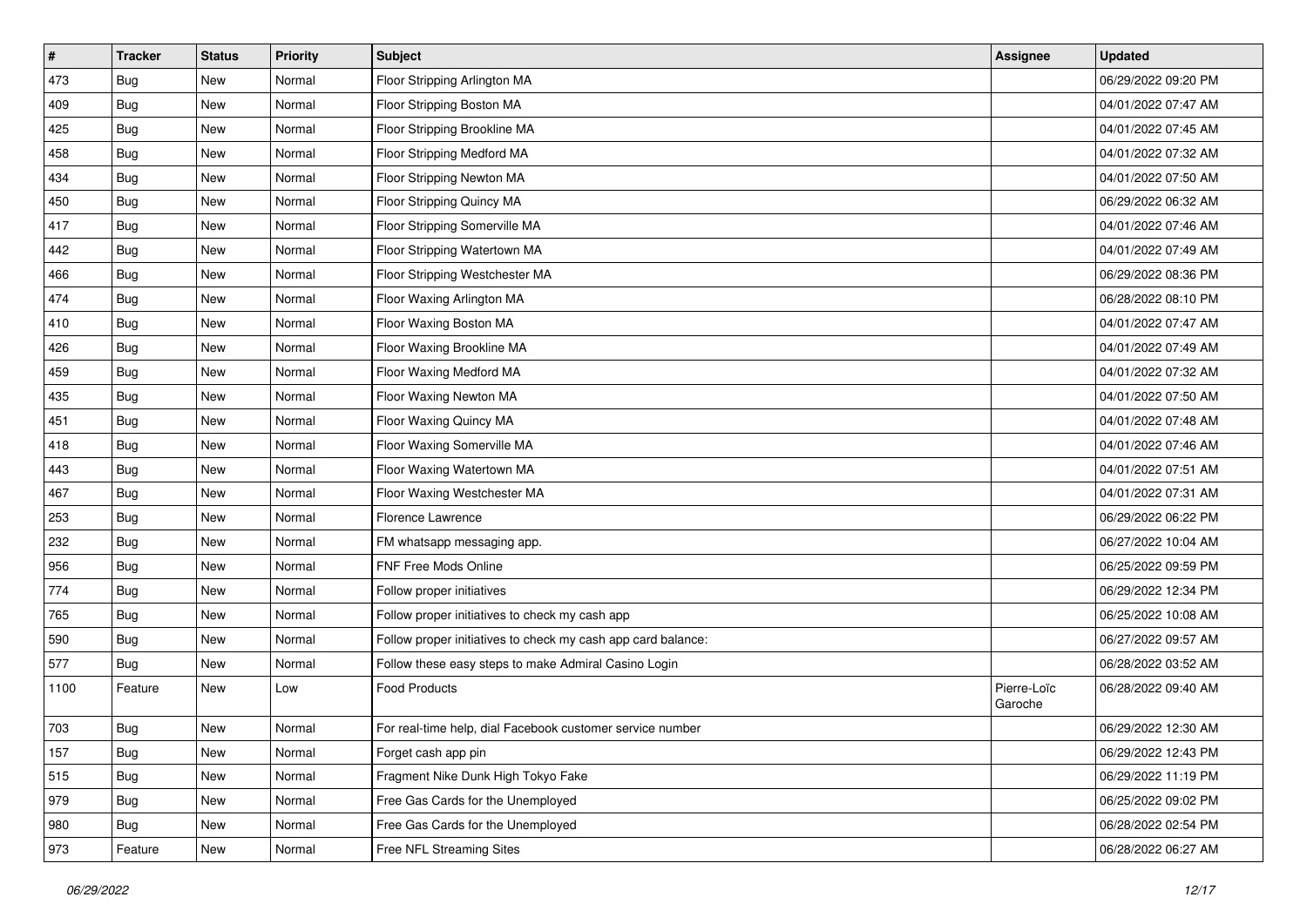| # | Tracker | Status | Priority | Subject | Assignee | Updated |
| --- | --- | --- | --- | --- | --- | --- |
| 473 | Bug | New | Normal | Floor Stripping Arlington MA | | 06/29/2022 09:20 PM |
| 409 | Bug | New | Normal | Floor Stripping Boston MA | | 04/01/2022 07:47 AM |
| 425 | Bug | New | Normal | Floor Stripping Brookline MA | | 04/01/2022 07:45 AM |
| 458 | Bug | New | Normal | Floor Stripping Medford MA | | 04/01/2022 07:32 AM |
| 434 | Bug | New | Normal | Floor Stripping Newton MA | | 04/01/2022 07:50 AM |
| 450 | Bug | New | Normal | Floor Stripping Quincy MA | | 06/29/2022 06:32 AM |
| 417 | Bug | New | Normal | Floor Stripping Somerville MA | | 04/01/2022 07:46 AM |
| 442 | Bug | New | Normal | Floor Stripping Watertown MA | | 04/01/2022 07:49 AM |
| 466 | Bug | New | Normal | Floor Stripping Westchester MA | | 06/29/2022 08:36 PM |
| 474 | Bug | New | Normal | Floor Waxing Arlington MA | | 06/28/2022 08:10 PM |
| 410 | Bug | New | Normal | Floor Waxing Boston MA | | 04/01/2022 07:47 AM |
| 426 | Bug | New | Normal | Floor Waxing Brookline MA | | 04/01/2022 07:49 AM |
| 459 | Bug | New | Normal | Floor Waxing Medford MA | | 04/01/2022 07:32 AM |
| 435 | Bug | New | Normal | Floor Waxing Newton MA | | 04/01/2022 07:50 AM |
| 451 | Bug | New | Normal | Floor Waxing Quincy MA | | 04/01/2022 07:48 AM |
| 418 | Bug | New | Normal | Floor Waxing Somerville MA | | 04/01/2022 07:46 AM |
| 443 | Bug | New | Normal | Floor Waxing Watertown MA | | 04/01/2022 07:51 AM |
| 467 | Bug | New | Normal | Floor Waxing Westchester MA | | 04/01/2022 07:31 AM |
| 253 | Bug | New | Normal | Florence Lawrence | | 06/29/2022 06:22 PM |
| 232 | Bug | New | Normal | FM whatsapp messaging app. | | 06/27/2022 10:04 AM |
| 956 | Bug | New | Normal | FNF Free Mods Online | | 06/25/2022 09:59 PM |
| 774 | Bug | New | Normal | Follow proper initiatives | | 06/29/2022 12:34 PM |
| 765 | Bug | New | Normal | Follow proper initiatives to check my cash app | | 06/25/2022 10:08 AM |
| 590 | Bug | New | Normal | Follow proper initiatives to check my cash app card balance: | | 06/27/2022 09:57 AM |
| 577 | Bug | New | Normal | Follow these easy steps to make Admiral Casino Login | | 06/28/2022 03:52 AM |
| 1100 | Feature | New | Low | Food Products | Pierre-Loïc Garoche | 06/28/2022 09:40 AM |
| 703 | Bug | New | Normal | For real-time help, dial Facebook customer service number | | 06/29/2022 12:30 AM |
| 157 | Bug | New | Normal | Forget cash app pin | | 06/29/2022 12:43 PM |
| 515 | Bug | New | Normal | Fragment Nike Dunk High Tokyo Fake | | 06/29/2022 11:19 PM |
| 979 | Bug | New | Normal | Free Gas Cards for the Unemployed | | 06/25/2022 09:02 PM |
| 980 | Bug | New | Normal | Free Gas Cards for the Unemployed | | 06/28/2022 02:54 PM |
| 973 | Feature | New | Normal | Free NFL Streaming Sites | | 06/28/2022 06:27 AM |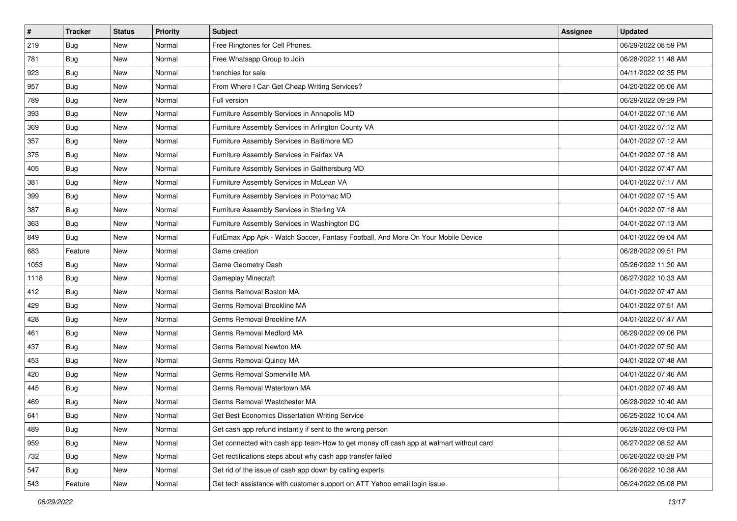| # | Tracker | Status | Priority | Subject | Assignee | Updated |
|---|---|---|---|---|---|---|
| 219 | Bug | New | Normal | Free Ringtones for Cell Phones. | | 06/29/2022 08:59 PM |
| 781 | Bug | New | Normal | Free Whatsapp Group to Join | | 06/28/2022 11:48 AM |
| 923 | Bug | New | Normal | frenchies for sale | | 04/11/2022 02:35 PM |
| 957 | Bug | New | Normal | From Where I Can Get Cheap Writing Services? | | 04/20/2022 05:06 AM |
| 789 | Bug | New | Normal | Full version | | 06/29/2022 09:29 PM |
| 393 | Bug | New | Normal | Furniture Assembly Services in Annapolis MD | | 04/01/2022 07:16 AM |
| 369 | Bug | New | Normal | Furniture Assembly Services in Arlington County VA | | 04/01/2022 07:12 AM |
| 357 | Bug | New | Normal | Furniture Assembly Services in Baltimore MD | | 04/01/2022 07:12 AM |
| 375 | Bug | New | Normal | Furniture Assembly Services in Fairfax VA | | 04/01/2022 07:18 AM |
| 405 | Bug | New | Normal | Furniture Assembly Services in Gaithersburg MD | | 04/01/2022 07:47 AM |
| 381 | Bug | New | Normal | Furniture Assembly Services in McLean VA | | 04/01/2022 07:17 AM |
| 399 | Bug | New | Normal | Furniture Assembly Services in Potomac MD | | 04/01/2022 07:15 AM |
| 387 | Bug | New | Normal | Furniture Assembly Services in Sterling VA | | 04/01/2022 07:18 AM |
| 363 | Bug | New | Normal | Furniture Assembly Services in Washington DC | | 04/01/2022 07:13 AM |
| 849 | Bug | New | Normal | FutEmax App Apk - Watch Soccer, Fantasy Football, And More On Your Mobile Device | | 04/01/2022 09:04 AM |
| 683 | Feature | New | Normal | Game creation | | 06/28/2022 09:51 PM |
| 1053 | Bug | New | Normal | Game Geometry Dash | | 05/26/2022 11:30 AM |
| 1118 | Bug | New | Normal | Gameplay Minecraft | | 06/27/2022 10:33 AM |
| 412 | Bug | New | Normal | Germs Removal Boston MA | | 04/01/2022 07:47 AM |
| 429 | Bug | New | Normal | Germs Removal Brookline MA | | 04/01/2022 07:51 AM |
| 428 | Bug | New | Normal | Germs Removal Brookline MA | | 04/01/2022 07:47 AM |
| 461 | Bug | New | Normal | Germs Removal Medford MA | | 06/29/2022 09:06 PM |
| 437 | Bug | New | Normal | Germs Removal Newton MA | | 04/01/2022 07:50 AM |
| 453 | Bug | New | Normal | Germs Removal Quincy MA | | 04/01/2022 07:48 AM |
| 420 | Bug | New | Normal | Germs Removal Somerville MA | | 04/01/2022 07:46 AM |
| 445 | Bug | New | Normal | Germs Removal Watertown MA | | 04/01/2022 07:49 AM |
| 469 | Bug | New | Normal | Germs Removal Westchester MA | | 06/28/2022 10:40 AM |
| 641 | Bug | New | Normal | Get Best Economics Dissertation Writing Service | | 06/25/2022 10:04 AM |
| 489 | Bug | New | Normal | Get cash app refund instantly if sent to the wrong person | | 06/29/2022 09:03 PM |
| 959 | Bug | New | Normal | Get connected with cash app team-How to get money off cash app at walmart without card | | 06/27/2022 08:52 AM |
| 732 | Bug | New | Normal | Get rectifications steps about why cash app transfer failed | | 06/26/2022 03:28 PM |
| 547 | Bug | New | Normal | Get rid of the issue of cash app down by calling experts. | | 06/26/2022 10:38 AM |
| 543 | Feature | New | Normal | Get tech assistance with customer support on ATT Yahoo email login issue. | | 06/24/2022 05:08 PM |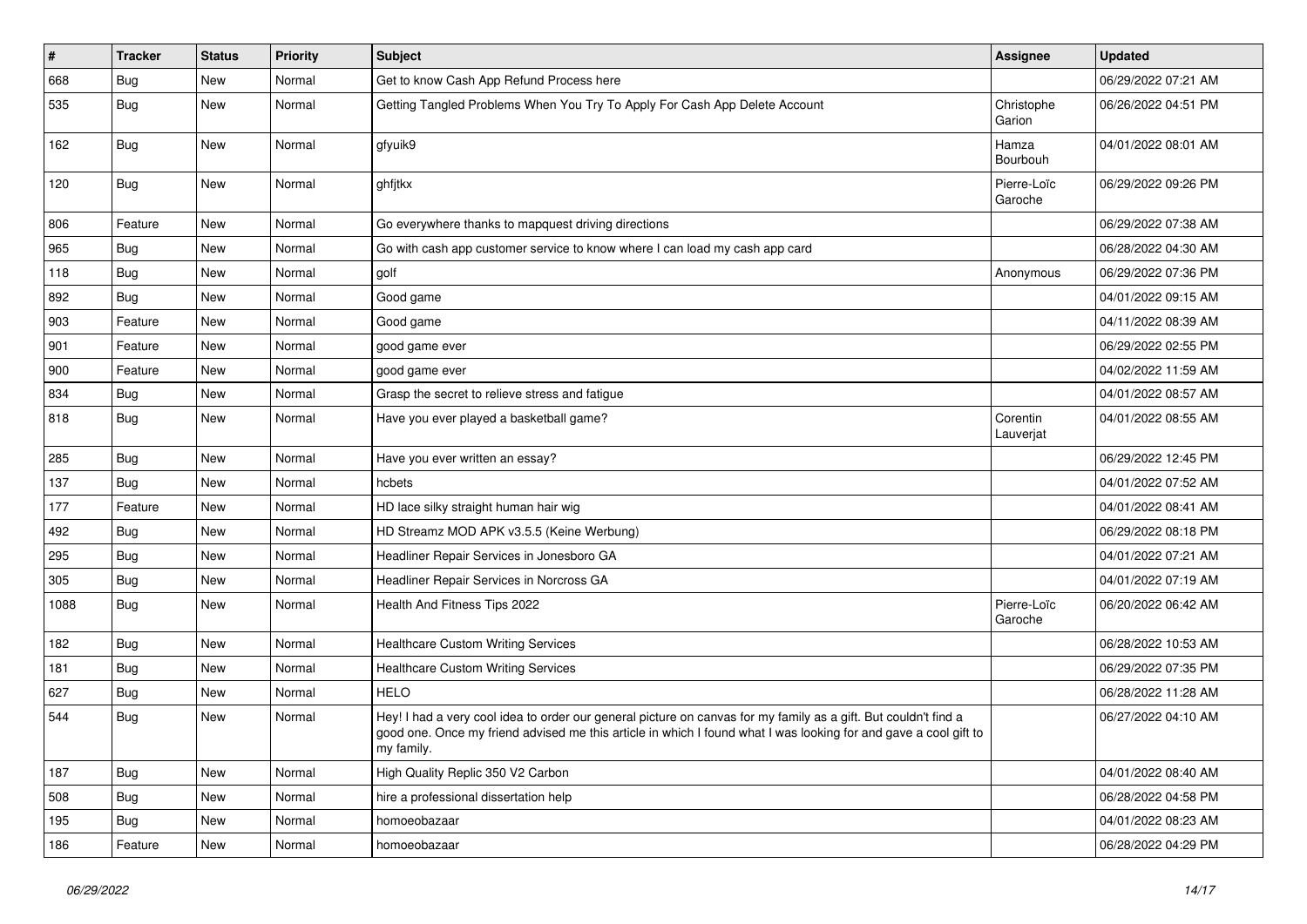| # | Tracker | Status | Priority | Subject | Assignee | Updated |
|---|---|---|---|---|---|---|
| 668 | Bug | New | Normal | Get to know Cash App Refund Process here | | 06/29/2022 07:21 AM |
| 535 | Bug | New | Normal | Getting Tangled Problems When You Try To Apply For Cash App Delete Account | Christophe Garion | 06/26/2022 04:51 PM |
| 162 | Bug | New | Normal | gfyuik9 | Hamza Bourbouh | 04/01/2022 08:01 AM |
| 120 | Bug | New | Normal | ghfjtkx | Pierre-Loïc Garoche | 06/29/2022 09:26 PM |
| 806 | Feature | New | Normal | Go everywhere thanks to mapquest driving directions | | 06/29/2022 07:38 AM |
| 965 | Bug | New | Normal | Go with cash app customer service to know where I can load my cash app card | | 06/28/2022 04:30 AM |
| 118 | Bug | New | Normal | golf | Anonymous | 06/29/2022 07:36 PM |
| 892 | Bug | New | Normal | Good game | | 04/01/2022 09:15 AM |
| 903 | Feature | New | Normal | Good game | | 04/11/2022 08:39 AM |
| 901 | Feature | New | Normal | good game ever | | 06/29/2022 02:55 PM |
| 900 | Feature | New | Normal | good game ever | | 04/02/2022 11:59 AM |
| 834 | Bug | New | Normal | Grasp the secret to relieve stress and fatigue | | 04/01/2022 08:57 AM |
| 818 | Bug | New | Normal | Have you ever played a basketball game? | Corentin Lauverjat | 04/01/2022 08:55 AM |
| 285 | Bug | New | Normal | Have you ever written an essay? | | 06/29/2022 12:45 PM |
| 137 | Bug | New | Normal | hcbets | | 04/01/2022 07:52 AM |
| 177 | Feature | New | Normal | HD lace silky straight human hair wig | | 04/01/2022 08:41 AM |
| 492 | Bug | New | Normal | HD Streamz MOD APK v3.5.5 (Keine Werbung) | | 06/29/2022 08:18 PM |
| 295 | Bug | New | Normal | Headliner Repair Services in Jonesboro GA | | 04/01/2022 07:21 AM |
| 305 | Bug | New | Normal | Headliner Repair Services in Norcross GA | | 04/01/2022 07:19 AM |
| 1088 | Bug | New | Normal | Health And Fitness Tips 2022 | Pierre-Loïc Garoche | 06/20/2022 06:42 AM |
| 182 | Bug | New | Normal | Healthcare Custom Writing Services | | 06/28/2022 10:53 AM |
| 181 | Bug | New | Normal | Healthcare Custom Writing Services | | 06/29/2022 07:35 PM |
| 627 | Bug | New | Normal | HELO | | 06/28/2022 11:28 AM |
| 544 | Bug | New | Normal | Hey! I had a very cool idea to order our general picture on canvas for my family as a gift. But couldn't find a good one. Once my friend advised me this article in which I found what I was looking for and gave a cool gift to my family. | | 06/27/2022 04:10 AM |
| 187 | Bug | New | Normal | High Quality Replic 350 V2 Carbon | | 04/01/2022 08:40 AM |
| 508 | Bug | New | Normal | hire a professional dissertation help | | 06/28/2022 04:58 PM |
| 195 | Bug | New | Normal | homoeobazaar | | 04/01/2022 08:23 AM |
| 186 | Feature | New | Normal | homoeobazaar | | 06/28/2022 04:29 PM |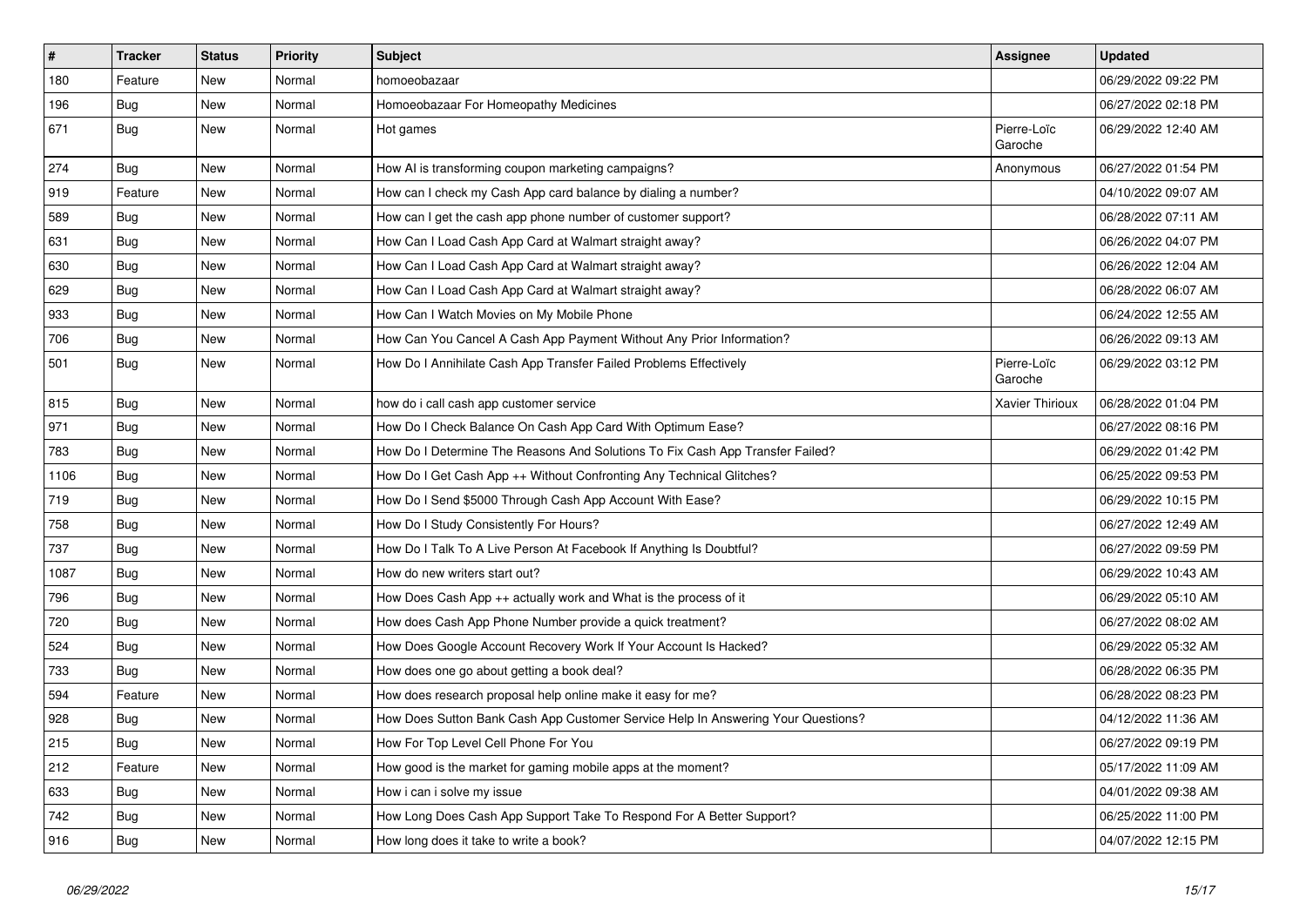| # | Tracker | Status | Priority | Subject | Assignee | Updated |
|---|---|---|---|---|---|---|
| 180 | Feature | New | Normal | homoeobazaar | | 06/29/2022 09:22 PM |
| 196 | Bug | New | Normal | Homoeobazaar For Homeopathy Medicines | | 06/27/2022 02:18 PM |
| 671 | Bug | New | Normal | Hot games | Pierre-Loïc Garoche | 06/29/2022 12:40 AM |
| 274 | Bug | New | Normal | How AI is transforming coupon marketing campaigns? | Anonymous | 06/27/2022 01:54 PM |
| 919 | Feature | New | Normal | How can I check my Cash App card balance by dialing a number? | | 04/10/2022 09:07 AM |
| 589 | Bug | New | Normal | How can I get the cash app phone number of customer support? | | 06/28/2022 07:11 AM |
| 631 | Bug | New | Normal | How Can I Load Cash App Card at Walmart straight away? | | 06/26/2022 04:07 PM |
| 630 | Bug | New | Normal | How Can I Load Cash App Card at Walmart straight away? | | 06/26/2022 12:04 AM |
| 629 | Bug | New | Normal | How Can I Load Cash App Card at Walmart straight away? | | 06/28/2022 06:07 AM |
| 933 | Bug | New | Normal | How Can I Watch Movies on My Mobile Phone | | 06/24/2022 12:55 AM |
| 706 | Bug | New | Normal | How Can You Cancel A Cash App Payment Without Any Prior Information? | | 06/26/2022 09:13 AM |
| 501 | Bug | New | Normal | How Do I Annihilate Cash App Transfer Failed Problems Effectively | Pierre-Loïc Garoche | 06/29/2022 03:12 PM |
| 815 | Bug | New | Normal | how do i call cash app customer service | Xavier Thirioux | 06/28/2022 01:04 PM |
| 971 | Bug | New | Normal | How Do I Check Balance On Cash App Card With Optimum Ease? | | 06/27/2022 08:16 PM |
| 783 | Bug | New | Normal | How Do I Determine The Reasons And Solutions To Fix Cash App Transfer Failed? | | 06/29/2022 01:42 PM |
| 1106 | Bug | New | Normal | How Do I Get Cash App ++ Without Confronting Any Technical Glitches? | | 06/25/2022 09:53 PM |
| 719 | Bug | New | Normal | How Do I Send $5000 Through Cash App Account With Ease? | | 06/29/2022 10:15 PM |
| 758 | Bug | New | Normal | How Do I Study Consistently For Hours? | | 06/27/2022 12:49 AM |
| 737 | Bug | New | Normal | How Do I Talk To A Live Person At Facebook If Anything Is Doubtful? | | 06/27/2022 09:59 PM |
| 1087 | Bug | New | Normal | How do new writers start out? | | 06/29/2022 10:43 AM |
| 796 | Bug | New | Normal | How Does Cash App ++ actually work and What is the process of it | | 06/29/2022 05:10 AM |
| 720 | Bug | New | Normal | How does Cash App Phone Number provide a quick treatment? | | 06/27/2022 08:02 AM |
| 524 | Bug | New | Normal | How Does Google Account Recovery Work If Your Account Is Hacked? | | 06/29/2022 05:32 AM |
| 733 | Bug | New | Normal | How does one go about getting a book deal? | | 06/28/2022 06:35 PM |
| 594 | Feature | New | Normal | How does research proposal help online make it easy for me? | | 06/28/2022 08:23 PM |
| 928 | Bug | New | Normal | How Does Sutton Bank Cash App Customer Service Help In Answering Your Questions? | | 04/12/2022 11:36 AM |
| 215 | Bug | New | Normal | How For Top Level Cell Phone For You | | 06/27/2022 09:19 PM |
| 212 | Feature | New | Normal | How good is the market for gaming mobile apps at the moment? | | 05/17/2022 11:09 AM |
| 633 | Bug | New | Normal | How i can i solve my issue | | 04/01/2022 09:38 AM |
| 742 | Bug | New | Normal | How Long Does Cash App Support Take To Respond For A Better Support? | | 06/25/2022 11:00 PM |
| 916 | Bug | New | Normal | How long does it take to write a book? | | 04/07/2022 12:15 PM |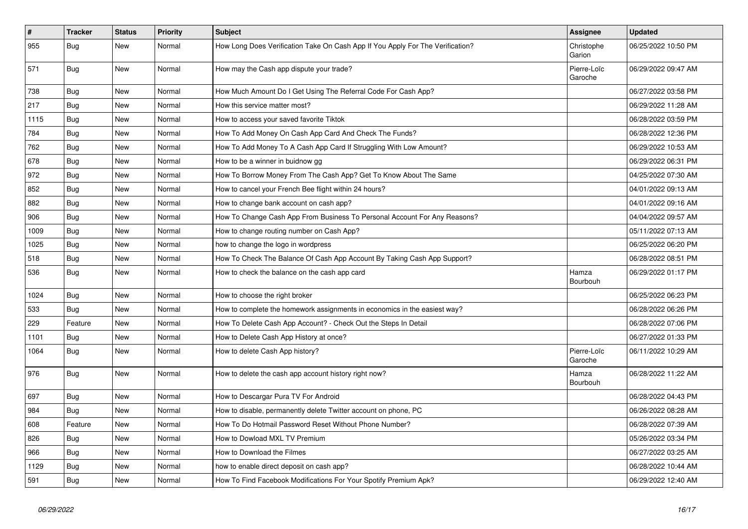| # | Tracker | Status | Priority | Subject | Assignee | Updated |
|---|---|---|---|---|---|---|
| 955 | Bug | New | Normal | How Long Does Verification Take On Cash App If You Apply For The Verification? | Christophe Garion | 06/25/2022 10:50 PM |
| 571 | Bug | New | Normal | How may the Cash app dispute your trade? | Pierre-Loïc Garoche | 06/29/2022 09:47 AM |
| 738 | Bug | New | Normal | How Much Amount Do I Get Using The Referral Code For Cash App? | | 06/27/2022 03:58 PM |
| 217 | Bug | New | Normal | How this service matter most? | | 06/29/2022 11:28 AM |
| 1115 | Bug | New | Normal | How to access your saved favorite Tiktok | | 06/28/2022 03:59 PM |
| 784 | Bug | New | Normal | How To Add Money On Cash App Card And Check The Funds? | | 06/28/2022 12:36 PM |
| 762 | Bug | New | Normal | How To Add Money To A Cash App Card If Struggling With Low Amount? | | 06/29/2022 10:53 AM |
| 678 | Bug | New | Normal | How to be a winner in buidnow gg | | 06/29/2022 06:31 PM |
| 972 | Bug | New | Normal | How To Borrow Money From The Cash App? Get To Know About The Same | | 04/25/2022 07:30 AM |
| 852 | Bug | New | Normal | How to cancel your French Bee flight within 24 hours? | | 04/01/2022 09:13 AM |
| 882 | Bug | New | Normal | How to change bank account on cash app? | | 04/01/2022 09:16 AM |
| 906 | Bug | New | Normal | How To Change Cash App From Business To Personal Account For Any Reasons? | | 04/04/2022 09:57 AM |
| 1009 | Bug | New | Normal | How to change routing number on Cash App? | | 05/11/2022 07:13 AM |
| 1025 | Bug | New | Normal | how to change the logo in wordpress | | 06/25/2022 06:20 PM |
| 518 | Bug | New | Normal | How To Check The Balance Of Cash App Account By Taking Cash App Support? | | 06/28/2022 08:51 PM |
| 536 | Bug | New | Normal | How to check the balance on the cash app card | Hamza Bourbouh | 06/29/2022 01:17 PM |
| 1024 | Bug | New | Normal | How to choose the right broker | | 06/25/2022 06:23 PM |
| 533 | Bug | New | Normal | How to complete the homework assignments in economics in the easiest way? | | 06/28/2022 06:26 PM |
| 229 | Feature | New | Normal | How To Delete Cash App Account? - Check Out the Steps In Detail | | 06/28/2022 07:06 PM |
| 1101 | Bug | New | Normal | How to Delete Cash App History at once? | | 06/27/2022 01:33 PM |
| 1064 | Bug | New | Normal | How to delete Cash App history? | Pierre-Loïc Garoche | 06/11/2022 10:29 AM |
| 976 | Bug | New | Normal | How to delete the cash app account history right now? | Hamza Bourbouh | 06/28/2022 11:22 AM |
| 697 | Bug | New | Normal | How to Descargar Pura TV For Android | | 06/28/2022 04:43 PM |
| 984 | Bug | New | Normal | How to disable, permanently delete Twitter account on phone, PC | | 06/26/2022 08:28 AM |
| 608 | Feature | New | Normal | How To Do Hotmail Password Reset Without Phone Number? | | 06/28/2022 07:39 AM |
| 826 | Bug | New | Normal | How to Dowload MXL TV Premium | | 05/26/2022 03:34 PM |
| 966 | Bug | New | Normal | How to Download the Filmes | | 06/27/2022 03:25 AM |
| 1129 | Bug | New | Normal | how to enable direct deposit on cash app? | | 06/28/2022 10:44 AM |
| 591 | Bug | New | Normal | How To Find Facebook Modifications For Your Spotify Premium Apk? | | 06/29/2022 12:40 AM |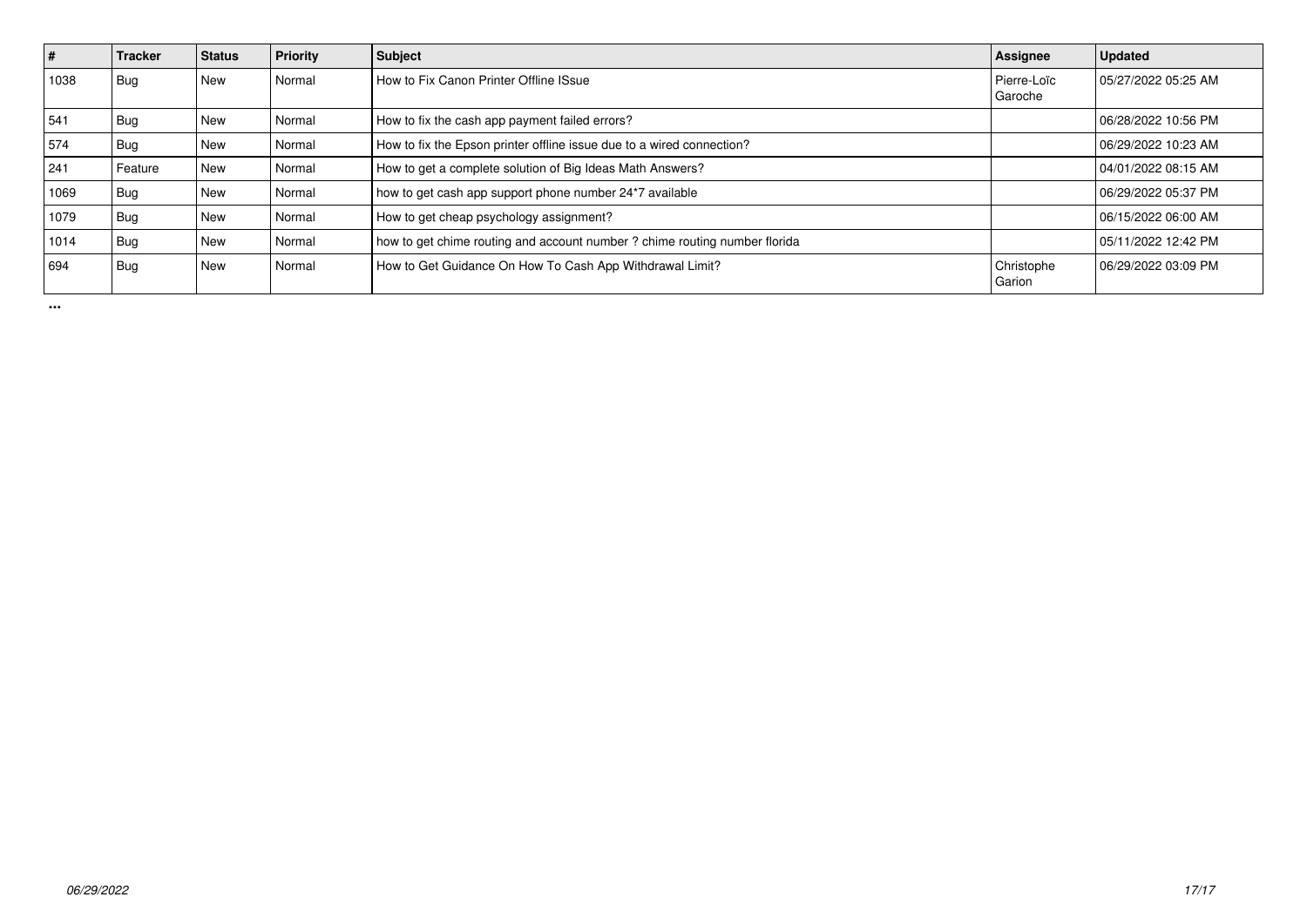| # | Tracker | Status | Priority | Subject | Assignee | Updated |
|---|---|---|---|---|---|---|
| 1038 | Bug | New | Normal | How to Fix Canon Printer Offline ISsue | Pierre-Loïc Garoche | 05/27/2022 05:25 AM |
| 541 | Bug | New | Normal | How to fix the cash app payment failed errors? | | 06/28/2022 10:56 PM |
| 574 | Bug | New | Normal | How to fix the Epson printer offline issue due to a wired connection? | | 06/29/2022 10:23 AM |
| 241 | Feature | New | Normal | How to get a complete solution of Big Ideas Math Answers? | | 04/01/2022 08:15 AM |
| 1069 | Bug | New | Normal | how to get cash app support phone number 24*7 available | | 06/29/2022 05:37 PM |
| 1079 | Bug | New | Normal | How to get cheap psychology assignment? | | 06/15/2022 06:00 AM |
| 1014 | Bug | New | Normal | how to get chime routing and account number ? chime routing number florida | | 05/11/2022 12:42 PM |
| 694 | Bug | New | Normal | How to Get Guidance On How To Cash App Withdrawal Limit? | Christophe Garion | 06/29/2022 03:09 PM |

...